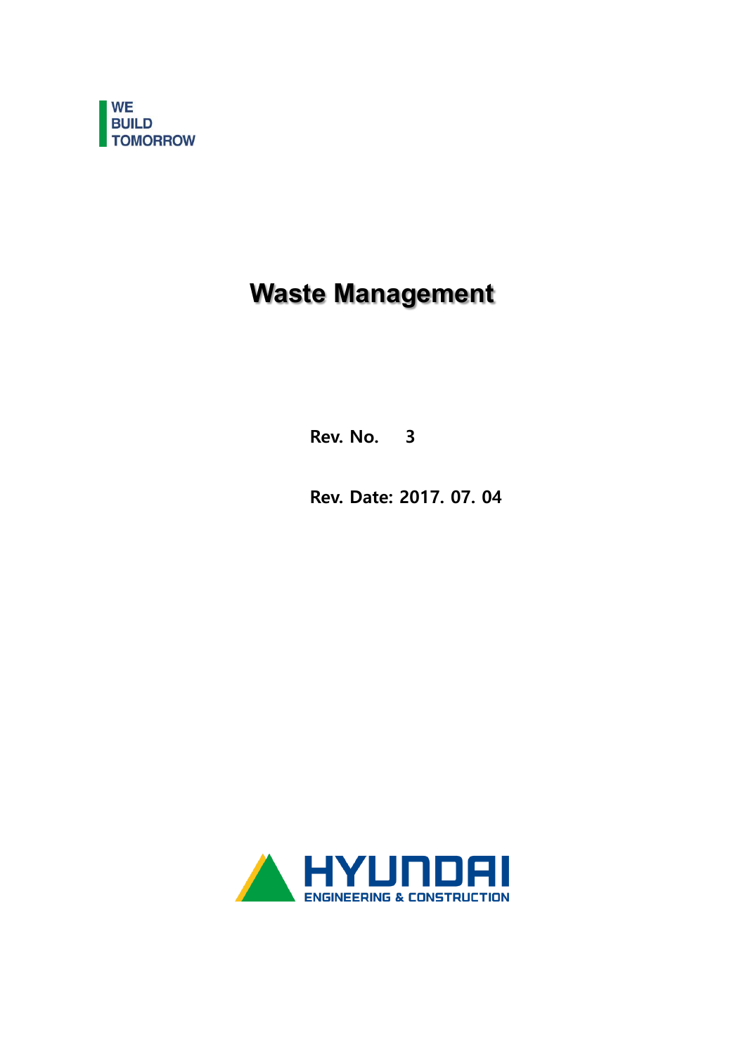WE
BUILD
TOMORROW

# Waste Management

**Rev. No. 3**

**Rev. Date: 2017. 07. 04**

HYUNDAI
ENGINEERING & CONSTRUCTION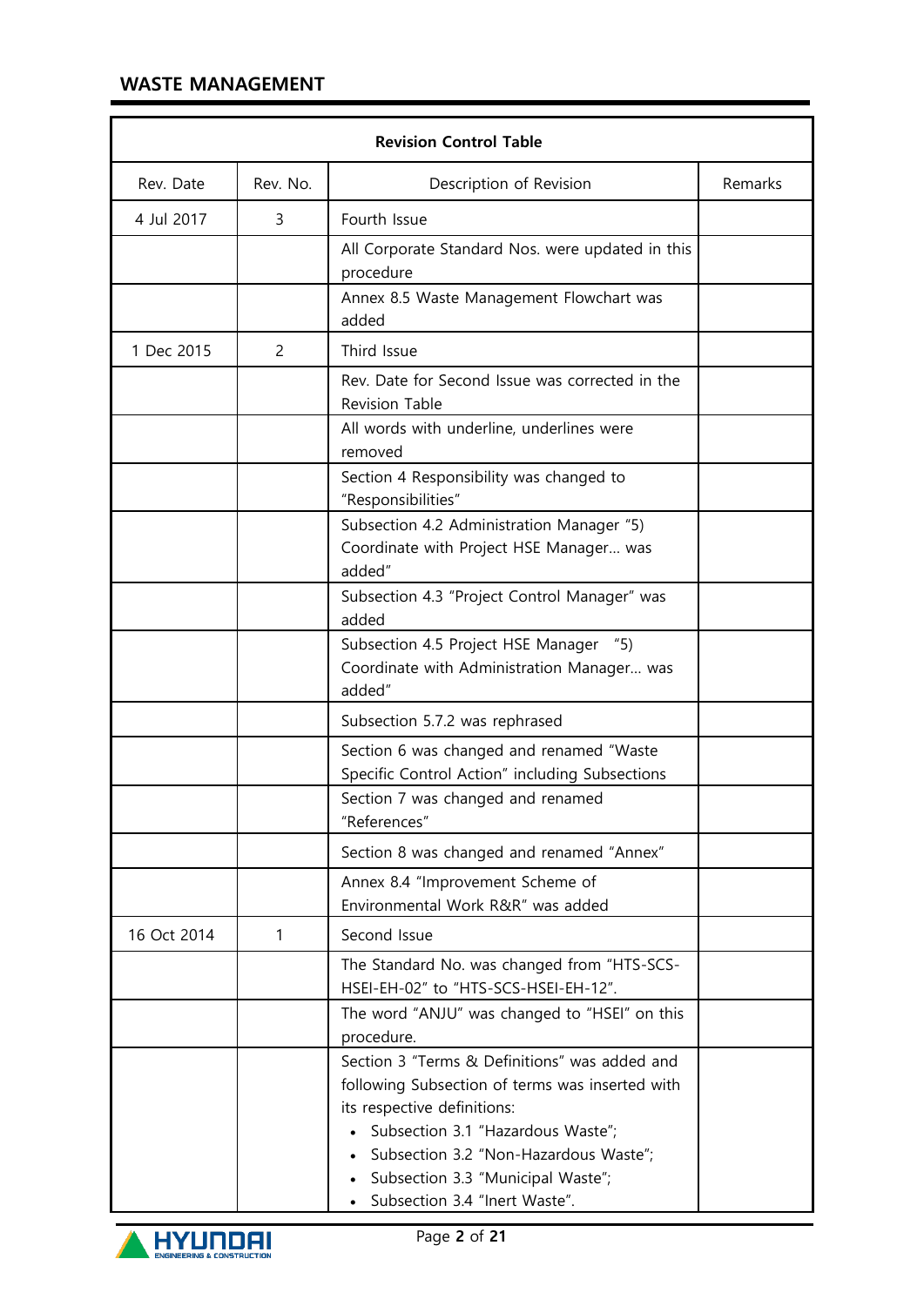| Revision Control Table | | | |
|---|---|---|---|
| Rev. Date | Rev. No. | Description of Revision | Remarks |
| 4 Jul 2017 | 3 | Fourth Issue | |
| | | All Corporate Standard Nos. were updated in this procedure | |
| | | Annex 8.5 Waste Management Flowchart was added | |
| 1 Dec 2015 | 2 | Third Issue | |
| | | Rev. Date for Second Issue was corrected in the Revision Table | |
| | | All words with underline, underlines were removed | |
| | | Section 4 Responsibility was changed to "Responsibilities" | |
| | | Subsection 4.2 Administration Manager "5) Coordinate with Project HSE Manager… was added" | |
| | | Subsection 4.3 "Project Control Manager" was added | |
| | | Subsection 4.5 Project HSE Manager "5) Coordinate with Administration Manager… was added" | |
| | | Subsection 5.7.2 was rephrased | |
| | | Section 6 was changed and renamed "Waste Specific Control Action" including Subsections | |
| | | Section 7 was changed and renamed "References" | |
| | | Section 8 was changed and renamed "Annex" | |
| | | Annex 8.4 "Improvement Scheme of Environmental Work R&R" was added | |
| 16 Oct 2014 | 1 | Second Issue | |
| | | The Standard No. was changed from "HTS-SCS-HSEI-EH-02" to "HTS-SCS-HSEI-EH-12". | |
| | | The word "ANJU" was changed to "HSEI" on this procedure. | |
| | | Section 3 "Terms & Definitions" was added and following Subsection of terms was inserted with its respective definitions:<br>• Subsection 3.1 "Hazardous Waste";<br>• Subsection 3.2 "Non-Hazardous Waste";<br>• Subsection 3.3 "Municipal Waste";<br>• Subsection 3.4 "Inert Waste". | |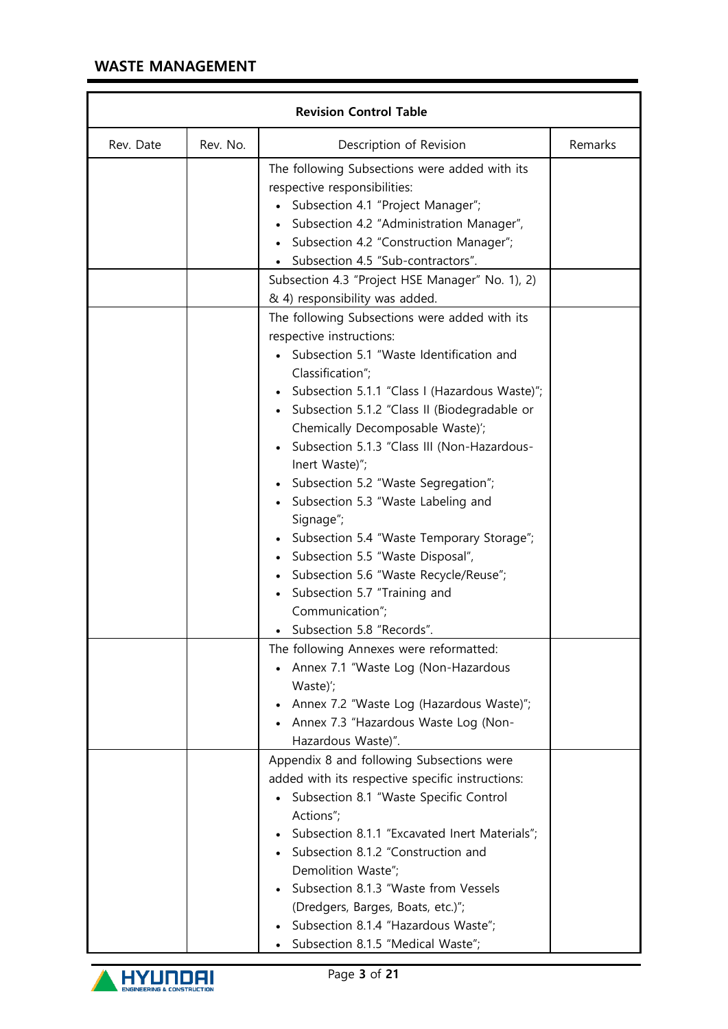| Revision Control Table | | | |
|---|---|---|---|
| Rev. Date | Rev. No. | Description of Revision | Remarks |
| | | The following Subsections were added with its respective responsibilities:<br>• Subsection 4.1 "Project Manager";<br>• Subsection 4.2 "Administration Manager",<br>• Subsection 4.2 "Construction Manager";<br>• Subsection 4.5 "Sub-contractors". | |
| | | Subsection 4.3 "Project HSE Manager" No. 1), 2) & 4) responsibility was added. | |
| | | The following Subsections were added with its respective instructions:<br>• Subsection 5.1 "Waste Identification and Classification";<br>• Subsection 5.1.1 "Class I (Hazardous Waste)";<br>• Subsection 5.1.2 "Class II (Biodegradable or Chemically Decomposable Waste)';<br>• Subsection 5.1.3 "Class III (Non-Hazardous-Inert Waste)";<br>• Subsection 5.2 "Waste Segregation";<br>• Subsection 5.3 "Waste Labeling and Signage";<br>• Subsection 5.4 "Waste Temporary Storage";<br>• Subsection 5.5 "Waste Disposal",<br>• Subsection 5.6 "Waste Recycle/Reuse";<br>• Subsection 5.7 "Training and Communication";<br>• Subsection 5.8 "Records". | |
| | | The following Annexes were reformatted:<br>• Annex 7.1 "Waste Log (Non-Hazardous Waste)';<br>• Annex 7.2 "Waste Log (Hazardous Waste)";<br>• Annex 7.3 "Hazardous Waste Log (Non-Hazardous Waste)". | |
| | | Appendix 8 and following Subsections were added with its respective specific instructions:<br>• Subsection 8.1 "Waste Specific Control Actions";<br>• Subsection 8.1.1 "Excavated Inert Materials";<br>• Subsection 8.1.2 "Construction and Demolition Waste";<br>• Subsection 8.1.3 "Waste from Vessels (Dredgers, Barges, Boats, etc.)";<br>• Subsection 8.1.4 "Hazardous Waste";<br>• Subsection 8.1.5 "Medical Waste"; | |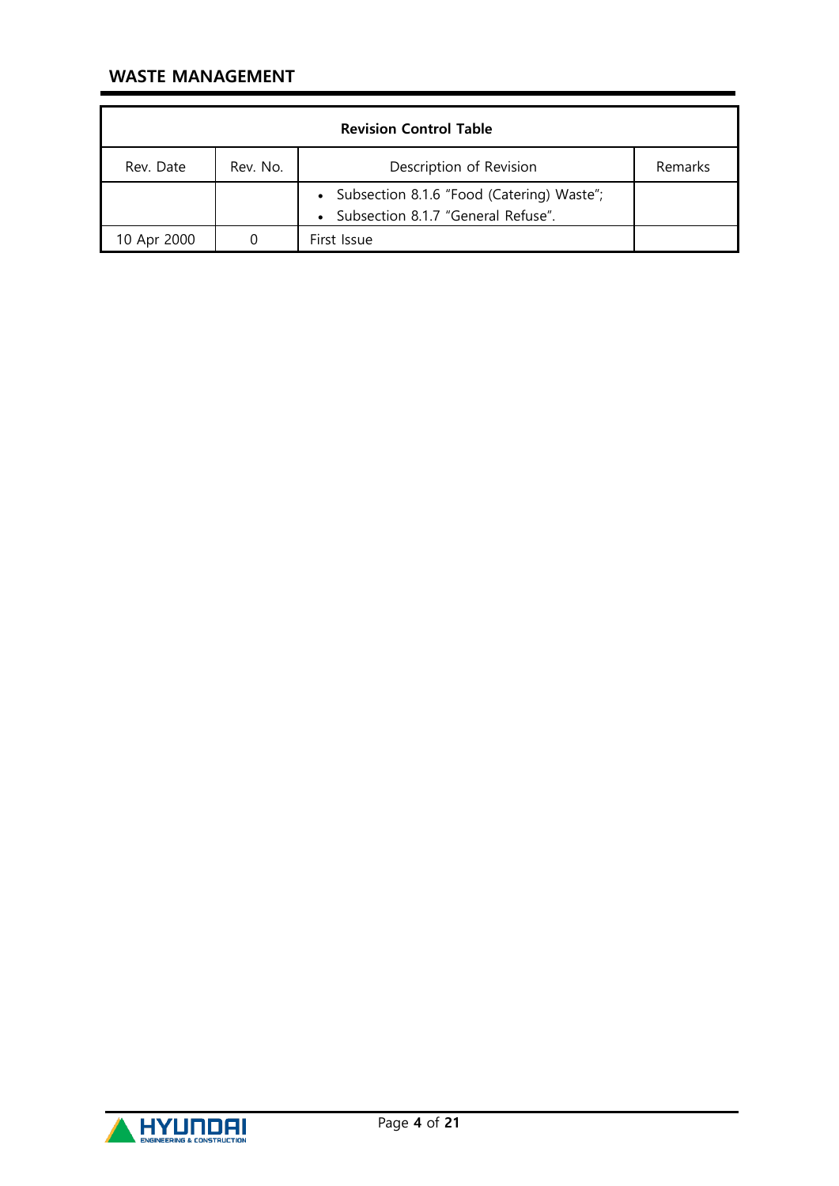**Revision Control Table**

| Rev. Date | Rev. No. | Description of Revision | Remarks |
|---|---|---|---|
| | | • Subsection 8.1.6 "Food (Catering) Waste";<br>• Subsection 8.1.7 "General Refuse". | |
| 10 Apr 2000 | 0 | First Issue | |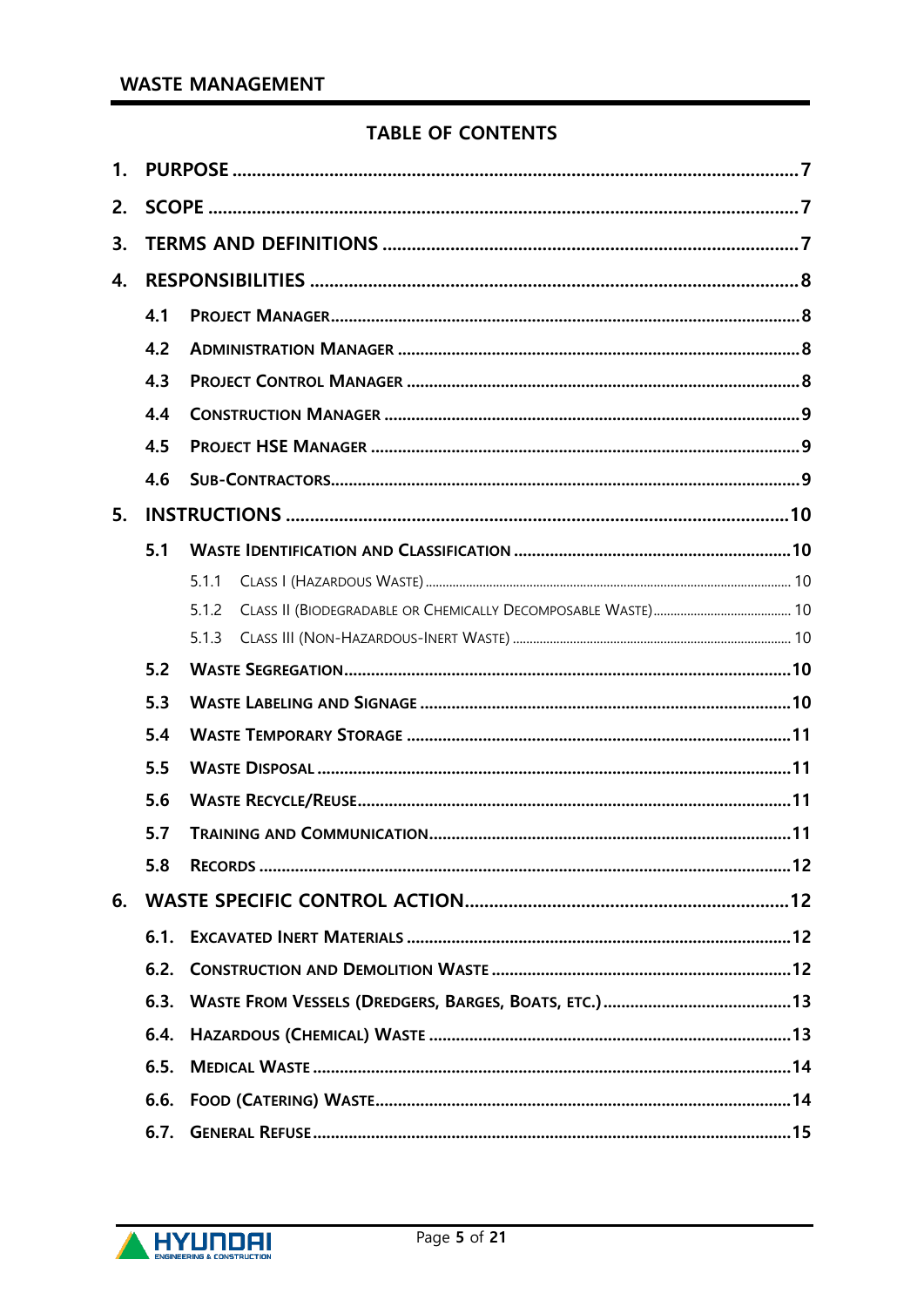## TABLE OF CONTENTS

1. PURPOSE .......... 7
2. SCOPE .......... 7
3. TERMS AND DEFINITIONS .......... 7
4. RESPONSIBILITIES .......... 8
   - 4.1 Project Manager .......... 8
   - 4.2 Administration Manager .......... 8
   - 4.3 Project Control Manager .......... 8
   - 4.4 Construction Manager .......... 9
   - 4.5 Project HSE Manager .......... 9
   - 4.6 Sub-Contractors .......... 9
5. INSTRUCTIONS .......... 10
   - 5.1 Waste Identification and Classification .......... 10
     - 5.1.1 Class I (Hazardous Waste) .......... 10
     - 5.1.2 Class II (Biodegradable or Chemically Decomposable Waste) .......... 10
     - 5.1.3 Class III (Non-Hazardous-Inert Waste) .......... 10
   - 5.2 Waste Segregation .......... 10
   - 5.3 Waste Labeling and Signage .......... 10
   - 5.4 Waste Temporary Storage .......... 11
   - 5.5 Waste Disposal .......... 11
   - 5.6 Waste Recycle/Reuse .......... 11
   - 5.7 Training and Communication .......... 11
   - 5.8 Records .......... 12
6. WASTE SPECIFIC CONTROL ACTION .......... 12
   - 6.1. Excavated Inert Materials .......... 12
   - 6.2. Construction and Demolition Waste .......... 12
   - 6.3. Waste from Vessels (Dredgers, Barges, Boats, etc.) .......... 13
   - 6.4. Hazardous (Chemical) Waste .......... 13
   - 6.5. Medical Waste .......... 14
   - 6.6. Food (Catering) Waste .......... 14
   - 6.7. General Refuse .......... 15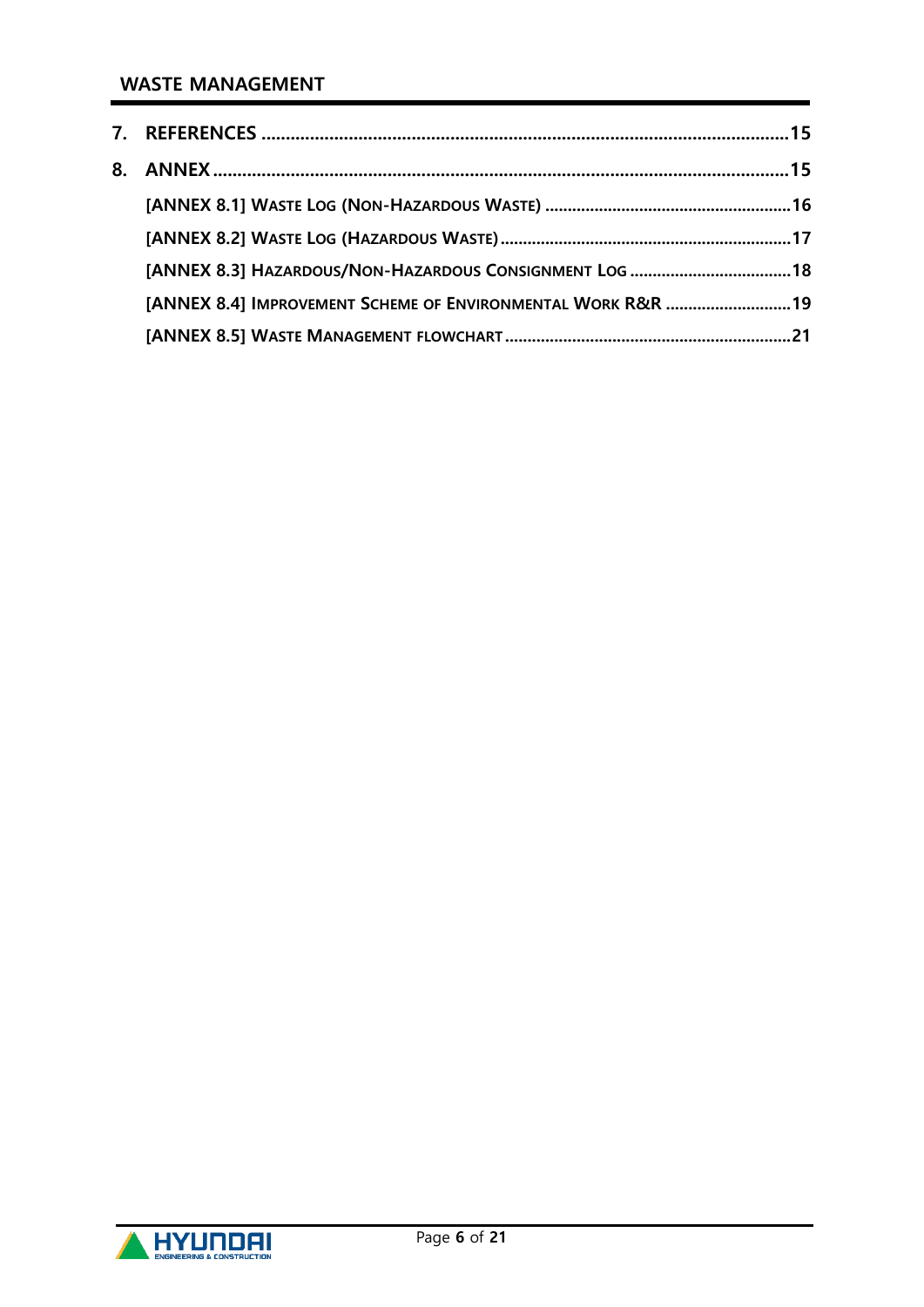7. **REFERENCES** ............................................................................................................ **15**

8. **ANNEX** ........................................................................................................................ **15**

   **[ANNEX 8.1] WASTE LOG (NON-HAZARDOUS WASTE)** ...................................................... **16**

   **[ANNEX 8.2] WASTE LOG (HAZARDOUS WASTE)** ................................................................ **17**

   **[ANNEX 8.3] HAZARDOUS/NON-HAZARDOUS CONSIGNMENT LOG** .................................... **18**

   **[ANNEX 8.4] IMPROVEMENT SCHEME OF ENVIRONMENTAL WORK R&R** ............................ **19**

   **[ANNEX 8.5] WASTE MANAGEMENT FLOWCHART** ............................................................... **21**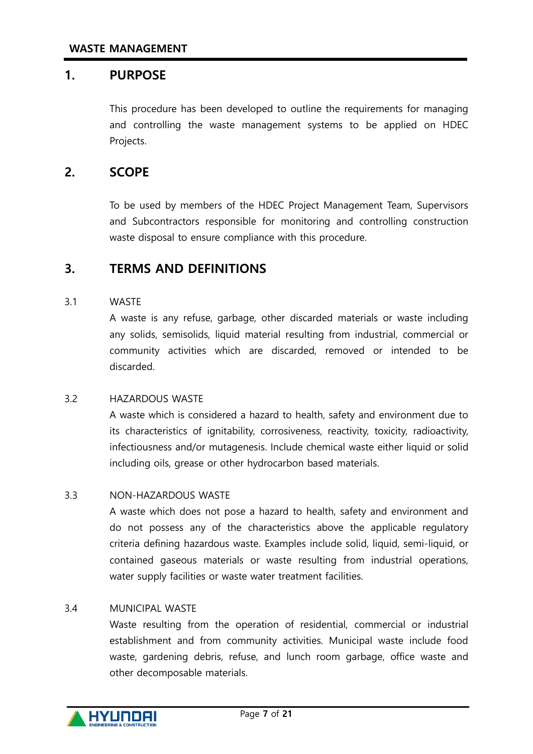## 1. PURPOSE

This procedure has been developed to outline the requirements for managing and controlling the waste management systems to be applied on HDEC Projects.

## 2. SCOPE

To be used by members of the HDEC Project Management Team, Supervisors and Subcontractors responsible for monitoring and controlling construction waste disposal to ensure compliance with this procedure.

## 3. TERMS AND DEFINITIONS

### 3.1 WASTE

A waste is any refuse, garbage, other discarded materials or waste including any solids, semisolids, liquid material resulting from industrial, commercial or community activities which are discarded, removed or intended to be discarded.

### 3.2 HAZARDOUS WASTE

A waste which is considered a hazard to health, safety and environment due to its characteristics of ignitability, corrosiveness, reactivity, toxicity, radioactivity, infectiousness and/or mutagenesis. Include chemical waste either liquid or solid including oils, grease or other hydrocarbon based materials.

### 3.3 NON-HAZARDOUS WASTE

A waste which does not pose a hazard to health, safety and environment and do not possess any of the characteristics above the applicable regulatory criteria defining hazardous waste. Examples include solid, liquid, semi-liquid, or contained gaseous materials or waste resulting from industrial operations, water supply facilities or waste water treatment facilities.

### 3.4 MUNICIPAL WASTE

Waste resulting from the operation of residential, commercial or industrial establishment and from community activities. Municipal waste include food waste, gardening debris, refuse, and lunch room garbage, office waste and other decomposable materials.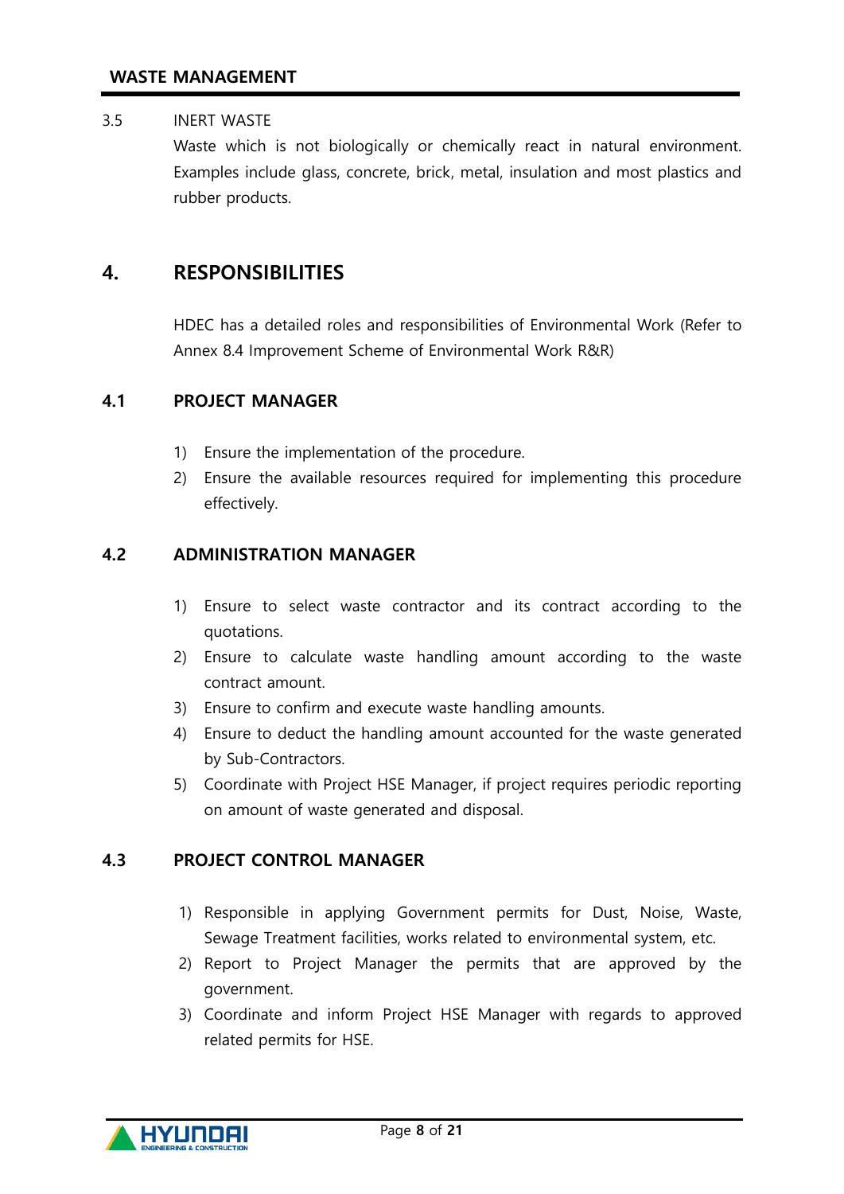### 3.5 INERT WASTE

Waste which is not biologically or chemically react in natural environment. Examples include glass, concrete, brick, metal, insulation and most plastics and rubber products.

## 4. RESPONSIBILITIES

HDEC has a detailed roles and responsibilities of Environmental Work (Refer to Annex 8.4 Improvement Scheme of Environmental Work R&R)

### 4.1 PROJECT MANAGER

1) Ensure the implementation of the procedure.
2) Ensure the available resources required for implementing this procedure effectively.

### 4.2 ADMINISTRATION MANAGER

1) Ensure to select waste contractor and its contract according to the quotations.
2) Ensure to calculate waste handling amount according to the waste contract amount.
3) Ensure to confirm and execute waste handling amounts.
4) Ensure to deduct the handling amount accounted for the waste generated by Sub-Contractors.
5) Coordinate with Project HSE Manager, if project requires periodic reporting on amount of waste generated and disposal.

### 4.3 PROJECT CONTROL MANAGER

1) Responsible in applying Government permits for Dust, Noise, Waste, Sewage Treatment facilities, works related to environmental system, etc.
2) Report to Project Manager the permits that are approved by the government.
3) Coordinate and inform Project HSE Manager with regards to approved related permits for HSE.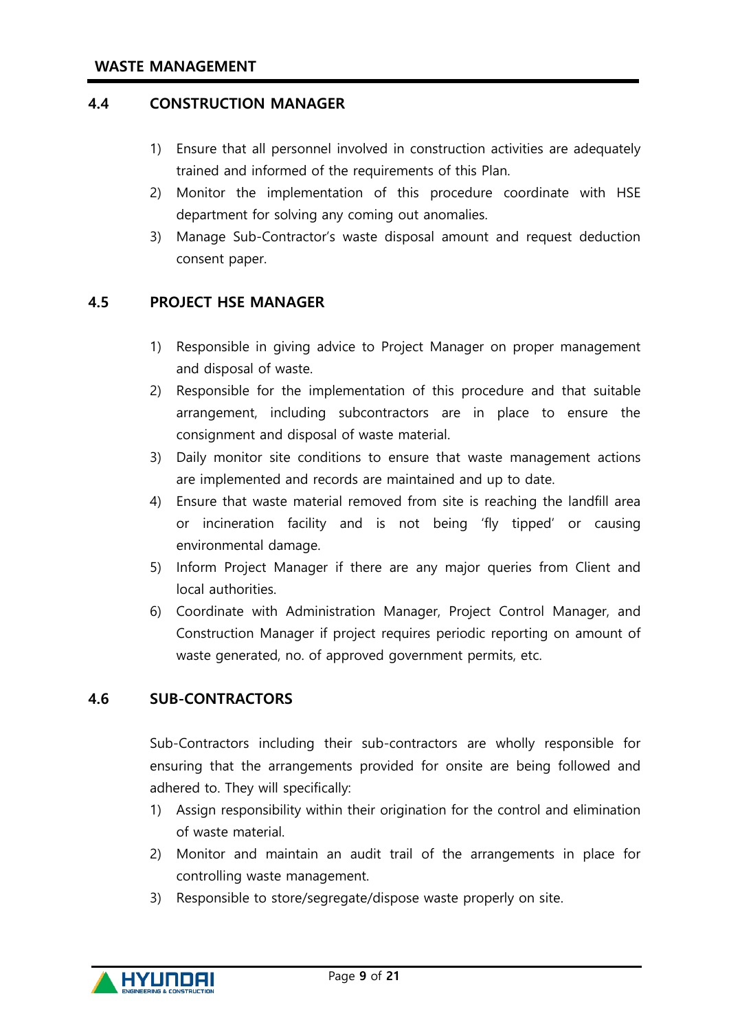## 4.4 CONSTRUCTION MANAGER

1) Ensure that all personnel involved in construction activities are adequately trained and informed of the requirements of this Plan.
2) Monitor the implementation of this procedure coordinate with HSE department for solving any coming out anomalies.
3) Manage Sub-Contractor's waste disposal amount and request deduction consent paper.

## 4.5 PROJECT HSE MANAGER

1) Responsible in giving advice to Project Manager on proper management and disposal of waste.
2) Responsible for the implementation of this procedure and that suitable arrangement, including subcontractors are in place to ensure the consignment and disposal of waste material.
3) Daily monitor site conditions to ensure that waste management actions are implemented and records are maintained and up to date.
4) Ensure that waste material removed from site is reaching the landfill area or incineration facility and is not being 'fly tipped' or causing environmental damage.
5) Inform Project Manager if there are any major queries from Client and local authorities.
6) Coordinate with Administration Manager, Project Control Manager, and Construction Manager if project requires periodic reporting on amount of waste generated, no. of approved government permits, etc.

## 4.6 SUB-CONTRACTORS

Sub-Contractors including their sub-contractors are wholly responsible for ensuring that the arrangements provided for onsite are being followed and adhered to. They will specifically:

1) Assign responsibility within their origination for the control and elimination of waste material.
2) Monitor and maintain an audit trail of the arrangements in place for controlling waste management.
3) Responsible to store/segregate/dispose waste properly on site.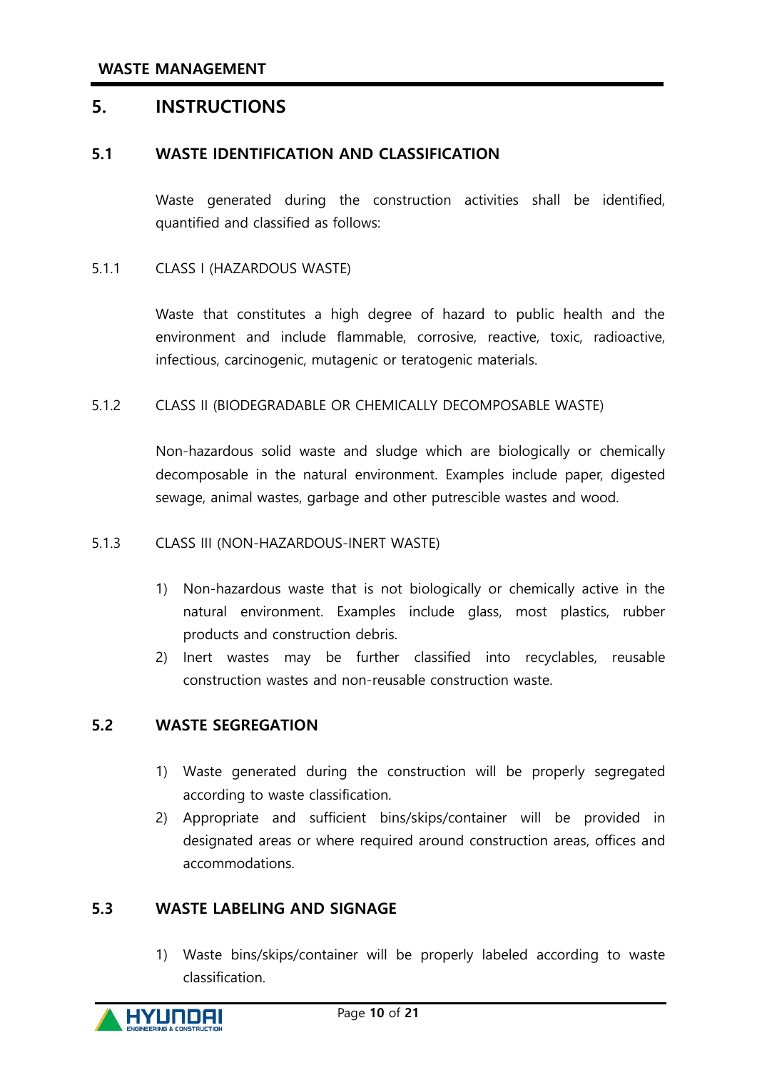# 5. INSTRUCTIONS

## 5.1 WASTE IDENTIFICATION AND CLASSIFICATION

Waste generated during the construction activities shall be identified, quantified and classified as follows:

### 5.1.1 CLASS I (HAZARDOUS WASTE)

Waste that constitutes a high degree of hazard to public health and the environment and include flammable, corrosive, reactive, toxic, radioactive, infectious, carcinogenic, mutagenic or teratogenic materials.

### 5.1.2 CLASS II (BIODEGRADABLE OR CHEMICALLY DECOMPOSABLE WASTE)

Non-hazardous solid waste and sludge which are biologically or chemically decomposable in the natural environment. Examples include paper, digested sewage, animal wastes, garbage and other putrescible wastes and wood.

### 5.1.3 CLASS III (NON-HAZARDOUS-INERT WASTE)

1) Non-hazardous waste that is not biologically or chemically active in the natural environment. Examples include glass, most plastics, rubber products and construction debris.
2) Inert wastes may be further classified into recyclables, reusable construction wastes and non-reusable construction waste.

## 5.2 WASTE SEGREGATION

1) Waste generated during the construction will be properly segregated according to waste classification.
2) Appropriate and sufficient bins/skips/container will be provided in designated areas or where required around construction areas, offices and accommodations.

## 5.3 WASTE LABELING AND SIGNAGE

1) Waste bins/skips/container will be properly labeled according to waste classification.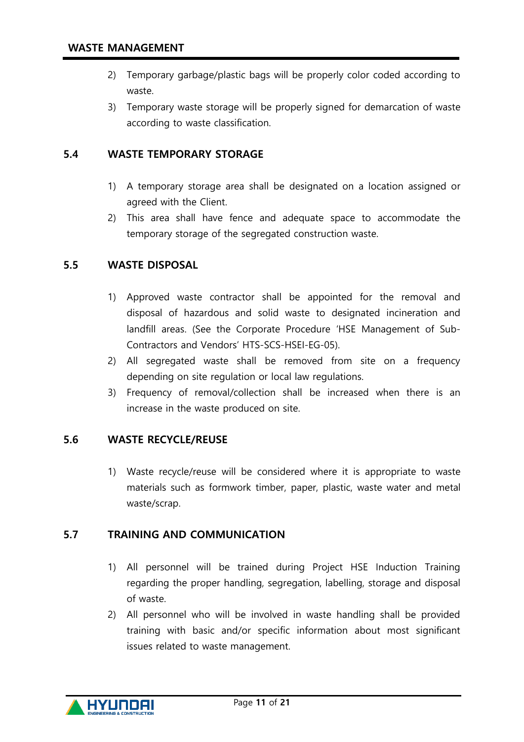2) Temporary garbage/plastic bags will be properly color coded according to waste.
3) Temporary waste storage will be properly signed for demarcation of waste according to waste classification.

## 5.4 WASTE TEMPORARY STORAGE

1) A temporary storage area shall be designated on a location assigned or agreed with the Client.
2) This area shall have fence and adequate space to accommodate the temporary storage of the segregated construction waste.

## 5.5 WASTE DISPOSAL

1) Approved waste contractor shall be appointed for the removal and disposal of hazardous and solid waste to designated incineration and landfill areas. (See the Corporate Procedure 'HSE Management of Sub-Contractors and Vendors' HTS-SCS-HSEI-EG-05).
2) All segregated waste shall be removed from site on a frequency depending on site regulation or local law regulations.
3) Frequency of removal/collection shall be increased when there is an increase in the waste produced on site.

## 5.6 WASTE RECYCLE/REUSE

1) Waste recycle/reuse will be considered where it is appropriate to waste materials such as formwork timber, paper, plastic, waste water and metal waste/scrap.

## 5.7 TRAINING AND COMMUNICATION

1) All personnel will be trained during Project HSE Induction Training regarding the proper handling, segregation, labelling, storage and disposal of waste.
2) All personnel who will be involved in waste handling shall be provided training with basic and/or specific information about most significant issues related to waste management.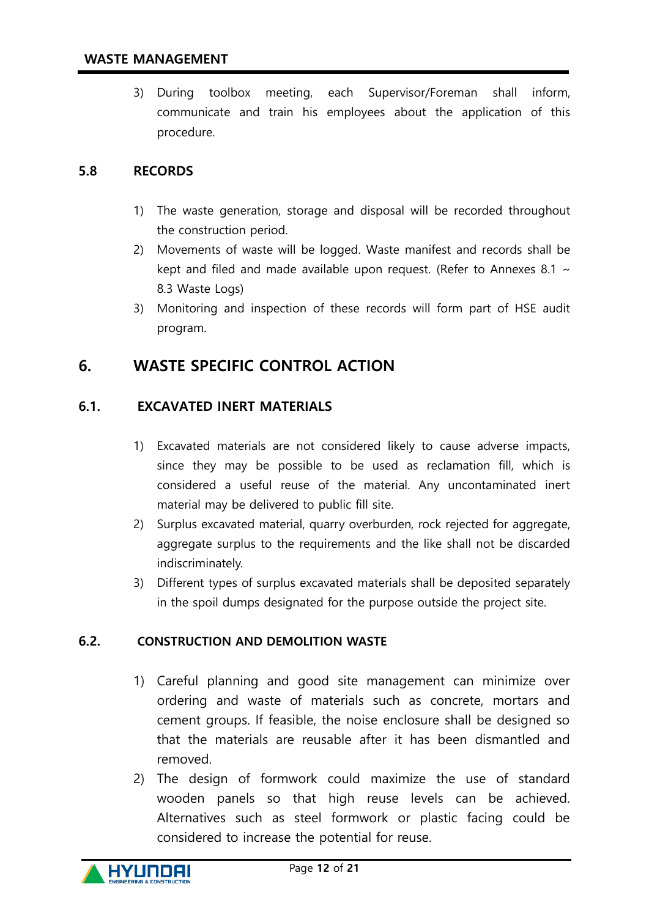3) During toolbox meeting, each Supervisor/Foreman shall inform, communicate and train his employees about the application of this procedure.

### 5.8 RECORDS

1) The waste generation, storage and disposal will be recorded throughout the construction period.
2) Movements of waste will be logged. Waste manifest and records shall be kept and filed and made available upon request. (Refer to Annexes 8.1 ~ 8.3 Waste Logs)
3) Monitoring and inspection of these records will form part of HSE audit program.

## 6. WASTE SPECIFIC CONTROL ACTION

### 6.1. EXCAVATED INERT MATERIALS

1) Excavated materials are not considered likely to cause adverse impacts, since they may be possible to be used as reclamation fill, which is considered a useful reuse of the material. Any uncontaminated inert material may be delivered to public fill site.
2) Surplus excavated material, quarry overburden, rock rejected for aggregate, aggregate surplus to the requirements and the like shall not be discarded indiscriminately.
3) Different types of surplus excavated materials shall be deposited separately in the spoil dumps designated for the purpose outside the project site.

### 6.2. CONSTRUCTION AND DEMOLITION WASTE

1) Careful planning and good site management can minimize over ordering and waste of materials such as concrete, mortars and cement groups. If feasible, the noise enclosure shall be designed so that the materials are reusable after it has been dismantled and removed.
2) The design of formwork could maximize the use of standard wooden panels so that high reuse levels can be achieved. Alternatives such as steel formwork or plastic facing could be considered to increase the potential for reuse.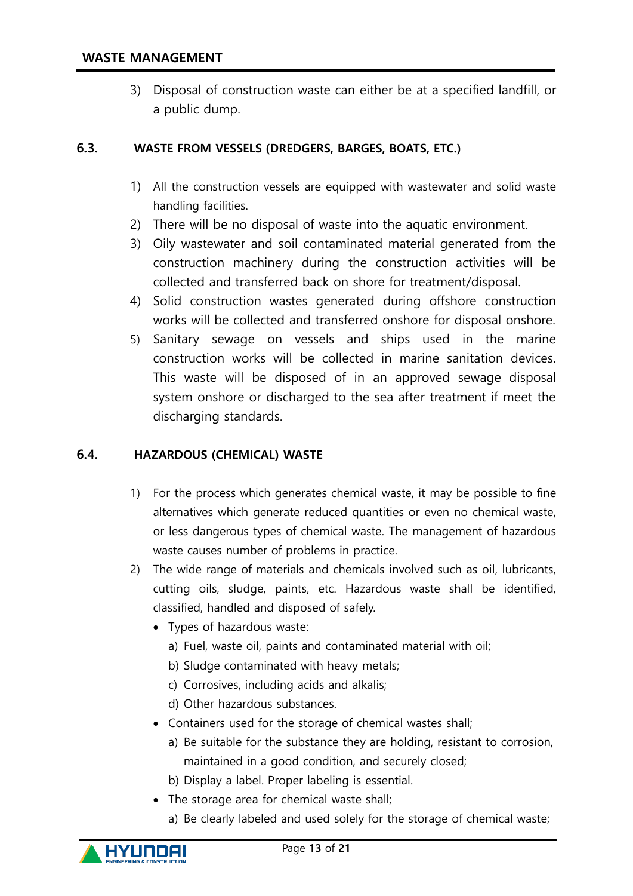3) Disposal of construction waste can either be at a specified landfill, or a public dump.

## 6.3. WASTE FROM VESSELS (DREDGERS, BARGES, BOATS, ETC.)

1) All the construction vessels are equipped with wastewater and solid waste handling facilities.
2) There will be no disposal of waste into the aquatic environment.
3) Oily wastewater and soil contaminated material generated from the construction machinery during the construction activities will be collected and transferred back on shore for treatment/disposal.
4) Solid construction wastes generated during offshore construction works will be collected and transferred onshore for disposal onshore.
5) Sanitary sewage on vessels and ships used in the marine construction works will be collected in marine sanitation devices. This waste will be disposed of in an approved sewage disposal system onshore or discharged to the sea after treatment if meet the discharging standards.

## 6.4. HAZARDOUS (CHEMICAL) WASTE

1) For the process which generates chemical waste, it may be possible to fine alternatives which generate reduced quantities or even no chemical waste, or less dangerous types of chemical waste. The management of hazardous waste causes number of problems in practice.
2) The wide range of materials and chemicals involved such as oil, lubricants, cutting oils, sludge, paints, etc. Hazardous waste shall be identified, classified, handled and disposed of safely.
   - Types of hazardous waste:
     a) Fuel, waste oil, paints and contaminated material with oil;
     b) Sludge contaminated with heavy metals;
     c) Corrosives, including acids and alkalis;
     d) Other hazardous substances.
   - Containers used for the storage of chemical wastes shall;
     a) Be suitable for the substance they are holding, resistant to corrosion, maintained in a good condition, and securely closed;
     b) Display a label. Proper labeling is essential.
   - The storage area for chemical waste shall;
     a) Be clearly labeled and used solely for the storage of chemical waste;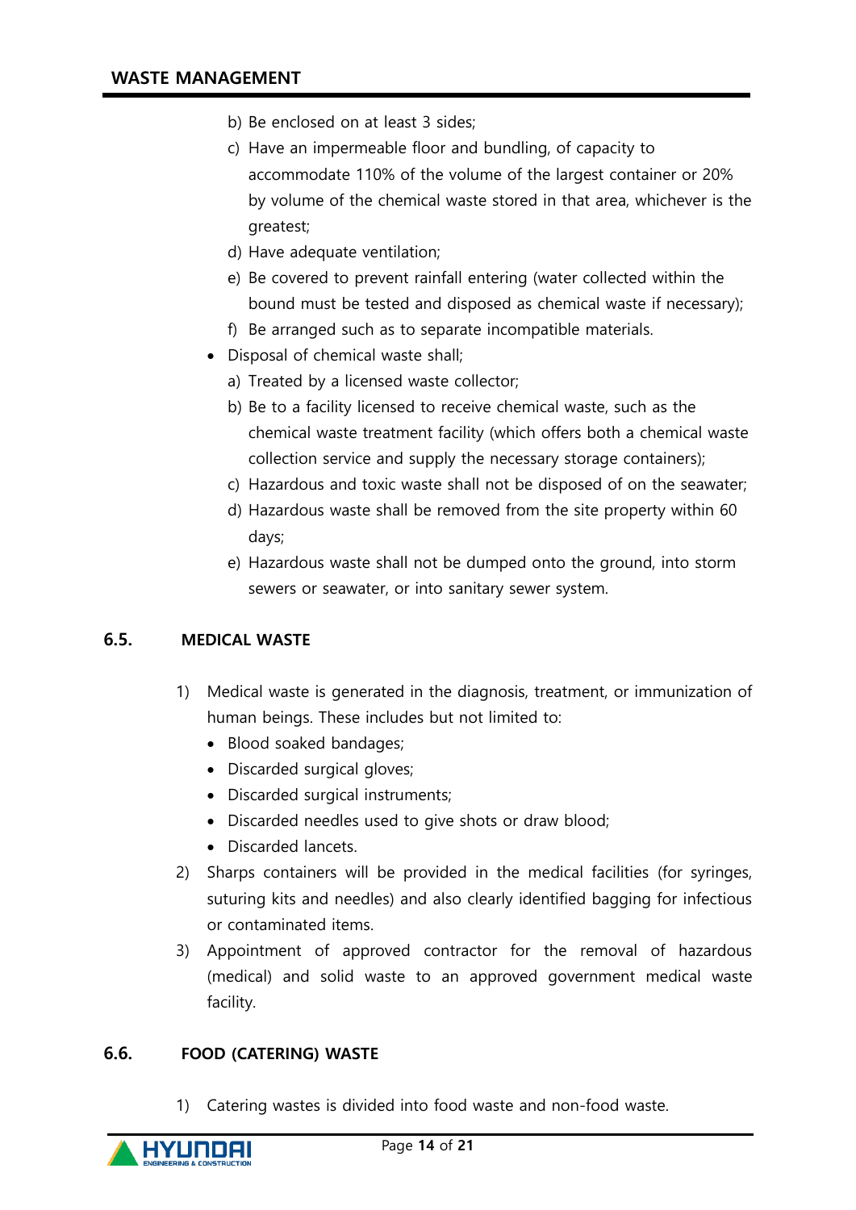b) Be enclosed on at least 3 sides;

c) Have an impermeable floor and bundling, of capacity to accommodate 110% of the volume of the largest container or 20% by volume of the chemical waste stored in that area, whichever is the greatest;

d) Have adequate ventilation;

e) Be covered to prevent rainfall entering (water collected within the bound must be tested and disposed as chemical waste if necessary);

f) Be arranged such as to separate incompatible materials.

- Disposal of chemical waste shall;

  a) Treated by a licensed waste collector;

  b) Be to a facility licensed to receive chemical waste, such as the chemical waste treatment facility (which offers both a chemical waste collection service and supply the necessary storage containers);

  c) Hazardous and toxic waste shall not be disposed of on the seawater;

  d) Hazardous waste shall be removed from the site property within 60 days;

  e) Hazardous waste shall not be dumped onto the ground, into storm sewers or seawater, or into sanitary sewer system.

## 6.5. MEDICAL WASTE

1) Medical waste is generated in the diagnosis, treatment, or immunization of human beings. These includes but not limited to:
   - Blood soaked bandages;
   - Discarded surgical gloves;
   - Discarded surgical instruments;
   - Discarded needles used to give shots or draw blood;
   - Discarded lancets.
2) Sharps containers will be provided in the medical facilities (for syringes, suturing kits and needles) and also clearly identified bagging for infectious or contaminated items.
3) Appointment of approved contractor for the removal of hazardous (medical) and solid waste to an approved government medical waste facility.

## 6.6. FOOD (CATERING) WASTE

1) Catering wastes is divided into food waste and non-food waste.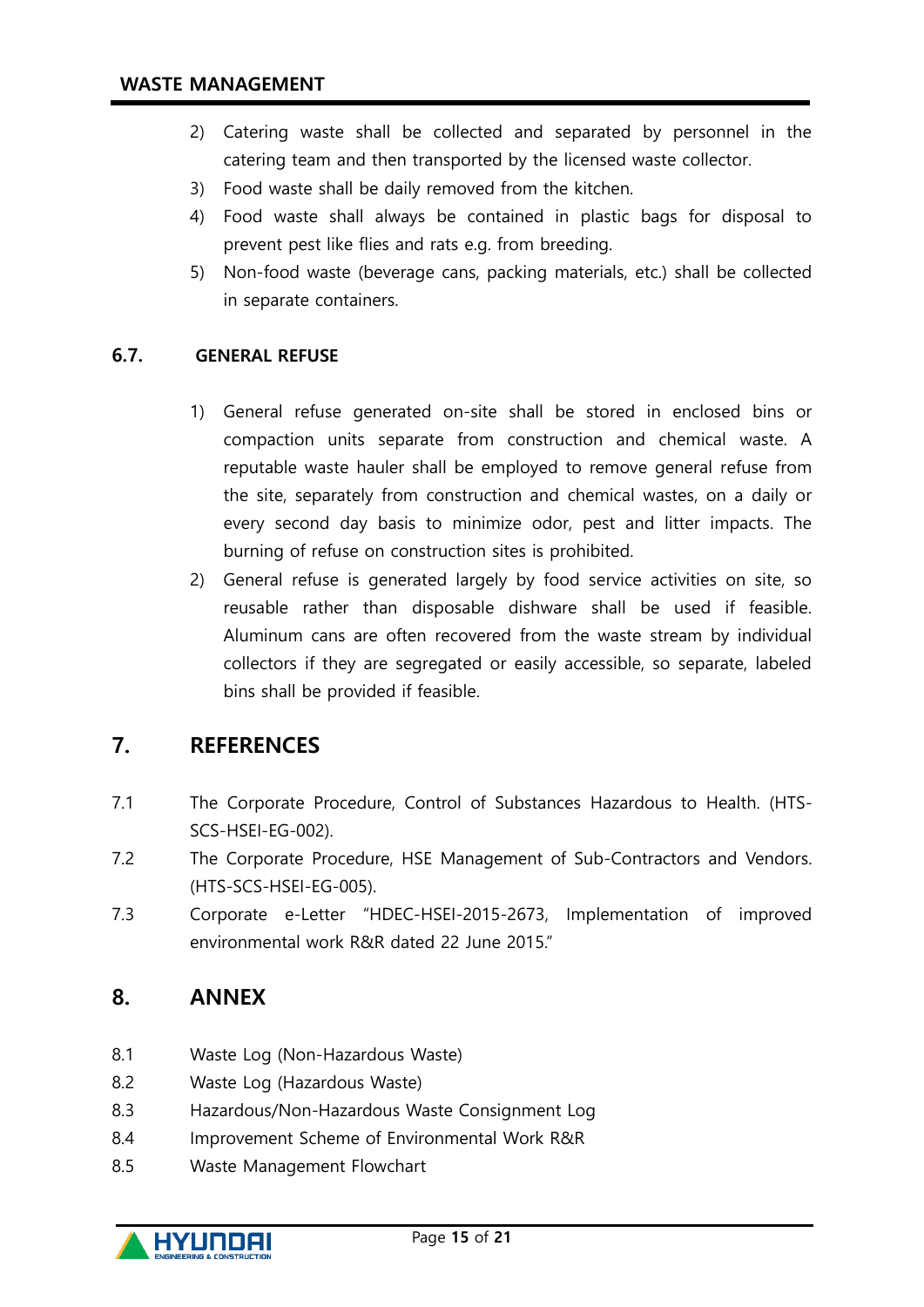2) Catering waste shall be collected and separated by personnel in the catering team and then transported by the licensed waste collector.
3) Food waste shall be daily removed from the kitchen.
4) Food waste shall always be contained in plastic bags for disposal to prevent pest like flies and rats e.g. from breeding.
5) Non-food waste (beverage cans, packing materials, etc.) shall be collected in separate containers.

### 6.7. GENERAL REFUSE

1) General refuse generated on-site shall be stored in enclosed bins or compaction units separate from construction and chemical waste. A reputable waste hauler shall be employed to remove general refuse from the site, separately from construction and chemical wastes, on a daily or every second day basis to minimize odor, pest and litter impacts. The burning of refuse on construction sites is prohibited.
2) General refuse is generated largely by food service activities on site, so reusable rather than disposable dishware shall be used if feasible. Aluminum cans are often recovered from the waste stream by individual collectors if they are segregated or easily accessible, so separate, labeled bins shall be provided if feasible.

## 7. REFERENCES

7.1 The Corporate Procedure, Control of Substances Hazardous to Health. (HTS-SCS-HSEI-EG-002).

7.2 The Corporate Procedure, HSE Management of Sub-Contractors and Vendors. (HTS-SCS-HSEI-EG-005).

7.3 Corporate e-Letter "HDEC-HSEI-2015-2673, Implementation of improved environmental work R&R dated 22 June 2015."

## 8. ANNEX

8.1 Waste Log (Non-Hazardous Waste)

8.2 Waste Log (Hazardous Waste)

8.3 Hazardous/Non-Hazardous Waste Consignment Log

8.4 Improvement Scheme of Environmental Work R&R

8.5 Waste Management Flowchart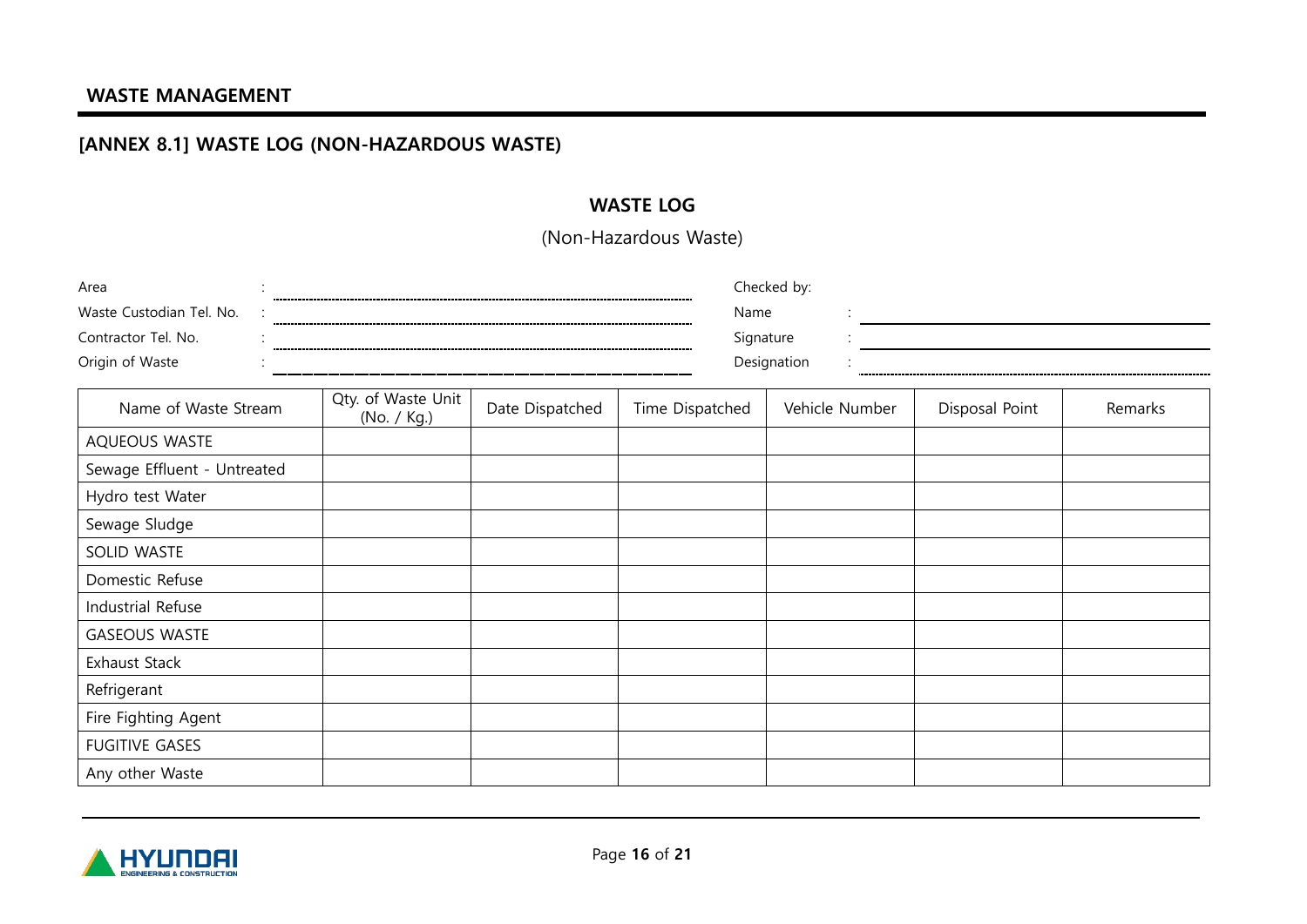## WASTE MANAGEMENT

## [ANNEX 8.1] WASTE LOG (NON-HAZARDOUS WASTE)

### WASTE LOG

(Non-Hazardous Waste)

Area : ____________________

Waste Custodian Tel. No. : ____________________

Contractor Tel. No. : ____________________

Origin of Waste : ____________________

Checked by:

Name : ____________________

Signature : ____________________

Designation : ____________________

| Name of Waste Stream | Qty. of Waste Unit (No. / Kg.) | Date Dispatched | Time Dispatched | Vehicle Number | Disposal Point | Remarks |
|---|---|---|---|---|---|---|
| AQUEOUS WASTE | | | | | | |
| Sewage Effluent - Untreated | | | | | | |
| Hydro test Water | | | | | | |
| Sewage Sludge | | | | | | |
| SOLID WASTE | | | | | | |
| Domestic Refuse | | | | | | |
| Industrial Refuse | | | | | | |
| GASEOUS WASTE | | | | | | |
| Exhaust Stack | | | | | | |
| Refrigerant | | | | | | |
| Fire Fighting Agent | | | | | | |
| FUGITIVE GASES | | | | | | |
| Any other Waste | | | | | | |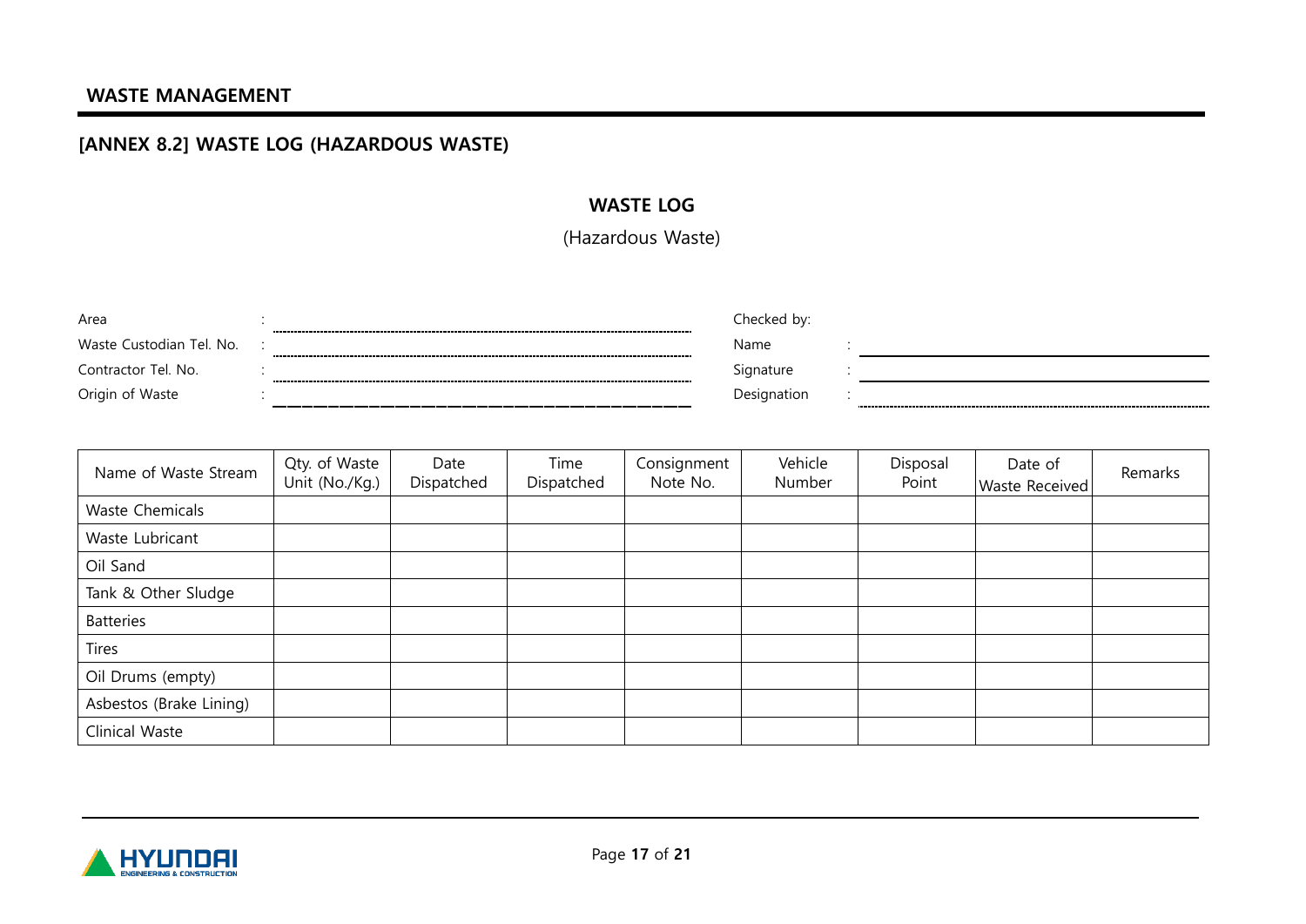## [ANNEX 8.2] WASTE LOG (HAZARDOUS WASTE)

### WASTE LOG

(Hazardous Waste)

Area : ______________________________

Waste Custodian Tel. No. : ______________________________

Contractor Tel. No. : ______________________________

Origin of Waste : ______________________________

Checked by:

Name : ______________________________

Signature : ______________________________

Designation : ______________________________

| Name of Waste Stream | Qty. of Waste Unit (No./Kg.) | Date Dispatched | Time Dispatched | Consignment Note No. | Vehicle Number | Disposal Point | Date of Waste Received | Remarks |
|---|---|---|---|---|---|---|---|---|
| Waste Chemicals | | | | | | | | |
| Waste Lubricant | | | | | | | | |
| Oil Sand | | | | | | | | |
| Tank & Other Sludge | | | | | | | | |
| Batteries | | | | | | | | |
| Tires | | | | | | | | |
| Oil Drums (empty) | | | | | | | | |
| Asbestos (Brake Lining) | | | | | | | | |
| Clinical Waste | | | | | | | | |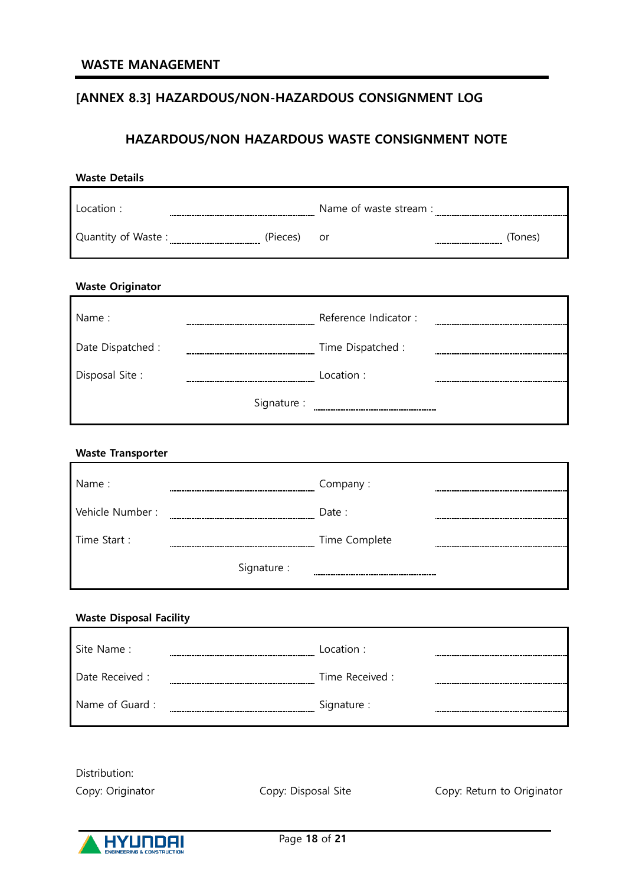## WASTE MANAGEMENT

## [ANNEX 8.3] HAZARDOUS/NON-HAZARDOUS CONSIGNMENT LOG

### HAZARDOUS/NON HAZARDOUS WASTE CONSIGNMENT NOTE

**Waste Details**

| | | | |
|---|---|---|---|
| Location : | .................... | Name of waste stream : | .................... |
| Quantity of Waste : | .................... (Pieces) | or | .................... (Tones) |

**Waste Originator**

| | | | |
|---|---|---|---|
| Name : | .................... | Reference Indicator : | .................... |
| Date Dispatched : | .................... | Time Dispatched : | .................... |
| Disposal Site : | .................... | Location : | .................... |
| | Signature : | .................... | |

**Waste Transporter**

| | | | |
|---|---|---|---|
| Name : | .................... | Company : | .................... |
| Vehicle Number : | .................... | Date : | .................... |
| Time Start : | .................... | Time Complete | .................... |
| | Signature : | .................... | |

**Waste Disposal Facility**

| | | | |
|---|---|---|---|
| Site Name : | .................... | Location : | .................... |
| Date Received : | .................... | Time Received : | .................... |
| Name of Guard : | .................... | Signature : | .................... |

Distribution:

Copy: Originator | Copy: Disposal Site | Copy: Return to Originator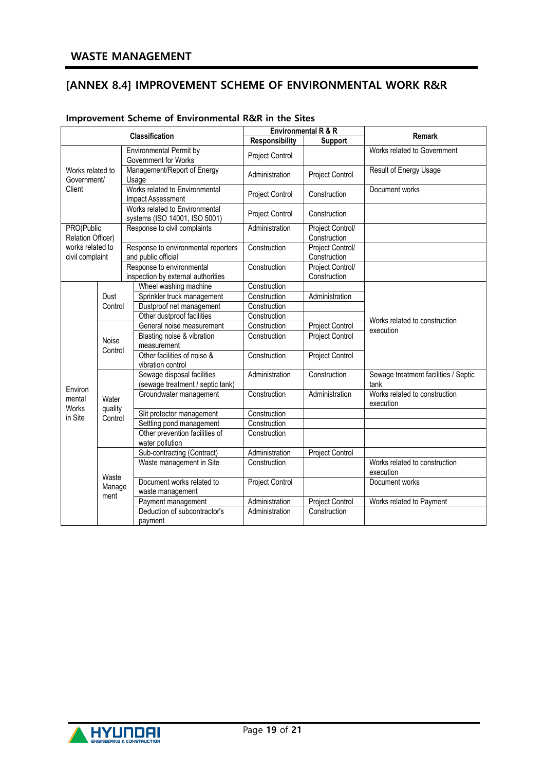## WASTE MANAGEMENT

## [ANNEX 8.4] IMPROVEMENT SCHEME OF ENVIRONMENTAL WORK R&R

### Improvement Scheme of Environmental R&R in the Sites

| Classification | | | Environmental R & R | | Remark |
|---|---|---|---|---|---|
| | | | Responsibility | Support | |
| Works related to Government/ Client | | Environmental Permit by Government for Works | Project Control | | Works related to Government |
| | | Management/Report of Energy Usage | Administration | Project Control | Result of Energy Usage |
| | | Works related to Environmental Impact Assessment | Project Control | Construction | Document works |
| | | Works related to Environmental systems (ISO 14001, ISO 5001) | Project Control | Construction | |
| PRO(Public Relation Officer) works related to civil complaint | | Response to civil complaints | Administration | Project Control/ Construction | |
| | | Response to environmental reporters and public official | Construction | Project Control/ Construction | |
| | | Response to environmental inspection by external authorities | Construction | Project Control/ Construction | |
| Environ mental Works in Site | Dust Control | Wheel washing machine | Construction | | Works related to construction execution |
| | | Sprinkler truck management | Construction | Administration | |
| | | Dustproof net management | Construction | | |
| | | Other dustproof facilities | Construction | | |
| | Noise Control | General noise measurement | Construction | Project Control | |
| | | Blasting noise & vibration measurement | Construction | Project Control | |
| | | Other facilities of noise & vibration control | Construction | Project Control | |
| | Water quality Control | Sewage disposal facilities (sewage treatment / septic tank) | Administration | Construction | Sewage treatment facilities / Septic tank |
| | | Groundwater management | Construction | Administration | Works related to construction execution |
| | | Slit protector management | Construction | | |
| | | Settling pond management | Construction | | |
| | | Other prevention facilities of water pollution | Construction | | |
| | Waste Manage ment | Sub-contracting (Contract) | Administration | Project Control | |
| | | Waste management in Site | Construction | | Works related to construction execution |
| | | Document works related to waste management | Project Control | | Document works |
| | | Payment management | Administration | Project Control | Works related to Payment |
| | | Deduction of subcontractor's payment | Administration | Construction | |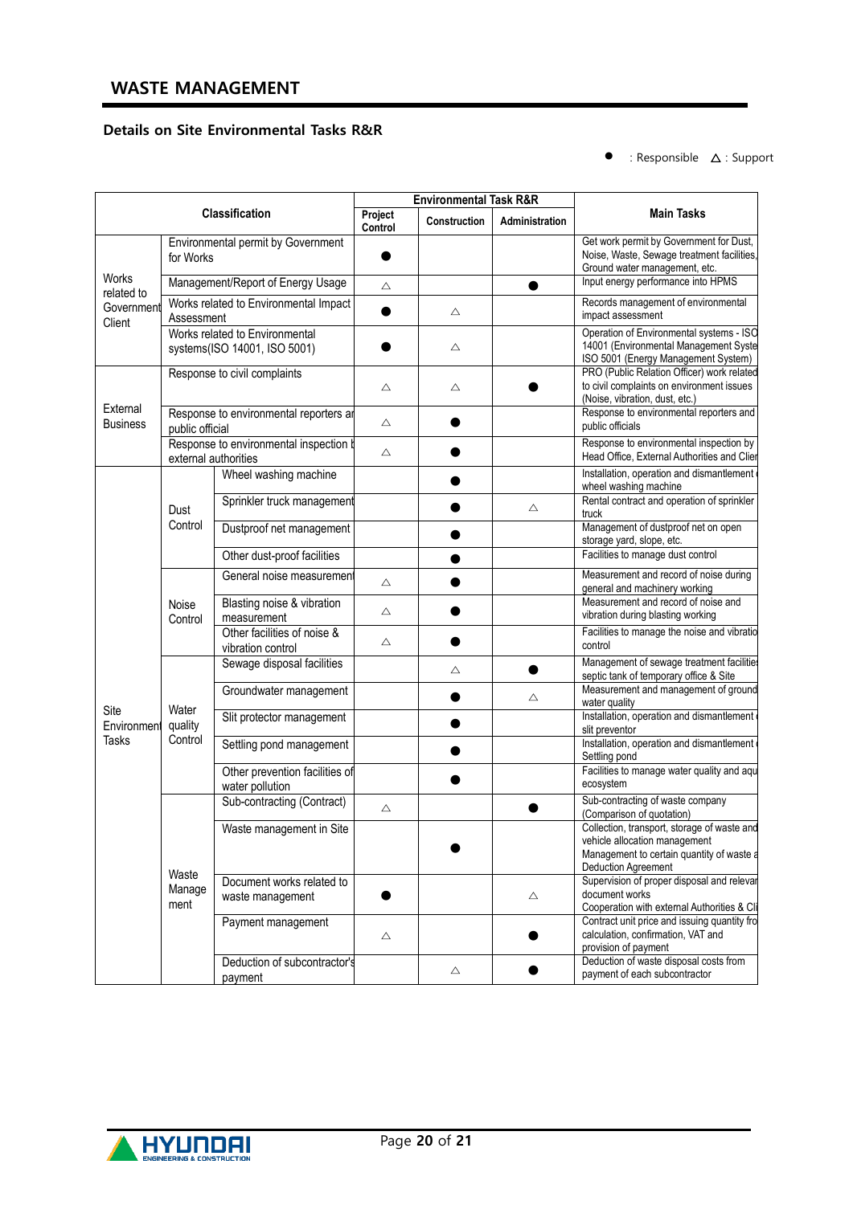## WASTE MANAGEMENT

### Details on Site Environmental Tasks R&R

● : Responsible △ : Support

| Classification | | | Environmental Task R&R | | | Main Tasks |
|---|---|---|---|---|---|---|
| | | | Project Control | Construction | Administration | |
| Works related to Government Client | Environmental permit by Government for Works | | ● | | | Get work permit by Government for Dust, Noise, Waste, Sewage treatment facilities, Ground water management, etc. |
| | Management/Report of Energy Usage | | △ | | ● | Input energy performance into HPMS |
| | Works related to Environmental Impact Assessment | | ● | △ | | Records management of environmental impact assessment |
| | Works related to Environmental systems(ISO 14001, ISO 5001) | | ● | △ | | Operation of Environmental systems - ISO 14001 (Environmental Management Syste ISO 5001 (Energy Management System) |
| External Business | Response to civil complaints | | △ | △ | ● | PRO (Public Relation Officer) work related to civil complaints on environment issues (Noise, vibration, dust, etc.) |
| | Response to environmental reporters ar public official | | △ | ● | | Response to environmental reporters and public officials |
| | Response to environmental inspection l external authorities | | △ | ● | | Response to environmental inspection by Head Office, External Authorities and Clier |
| Site Environment Tasks | Dust Control | Wheel washing machine | | ● | | Installation, operation and dismantlement wheel washing machine |
| | | Sprinkler truck management | | ● | △ | Rental contract and operation of sprinkler truck |
| | | Dustproof net management | | ● | | Management of dustproof net on open storage yard, slope, etc. |
| | | Other dust-proof facilities | | ● | | Facilities to manage dust control |
| | Noise Control | General noise measuremen | △ | ● | | Measurement and record of noise during general and machinery working |
| | | Blasting noise & vibration measurement | △ | ● | | Measurement and record of noise and vibration during blasting working |
| | | Other facilities of noise & vibration control | △ | ● | | Facilities to manage the noise and vibratio control |
| | Water quality Control | Sewage disposal facilities | | △ | ● | Management of sewage treatment facilitie septic tank of temporary office & Site |
| | | Groundwater management | | ● | △ | Measurement and management of ground water quality |
| | | Slit protector management | | ● | | Installation, operation and dismantlement slit preventor |
| | | Settling pond management | | ● | | Installation, operation and dismantlement Settling pond |
| | | Other prevention facilities of water pollution | | ● | | Facilities to manage water quality and aqu ecosystem |
| | Waste Manage ment | Sub-contracting (Contract) | △ | | ● | Sub-contracting of waste company (Comparison of quotation) |
| | | Waste management in Site | | ● | | Collection, transport, storage of waste and vehicle allocation management Management to certain quantity of waste a Deduction Agreement |
| | | Document works related to waste management | ● | | △ | Supervision of proper disposal and relevar document works Cooperation with external Authorities & Cli |
| | | Payment management | △ | | ● | Contract unit price and issuing quantity fro calculation, confirmation, VAT and provision of payment |
| | | Deduction of subcontractor's payment | | △ | ● | Deduction of waste disposal costs from payment of each subcontractor |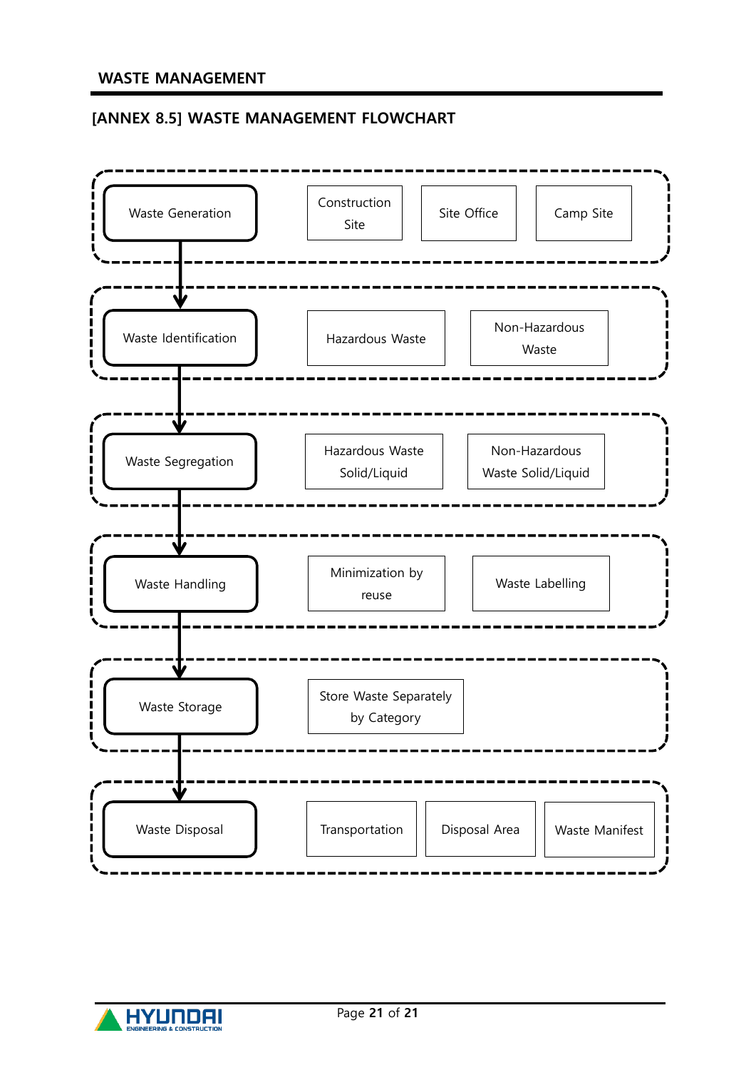## WASTE MANAGEMENT

### [ANNEX 8.5] WASTE MANAGEMENT FLOWCHART

Waste Generation

Construction Site

Site Office

Camp Site

Waste Identification

Hazardous Waste

Non-Hazardous Waste

Waste Segregation

Hazardous Waste Solid/Liquid

Non-Hazardous Waste Solid/Liquid

Waste Handling

Minimization by reuse

Waste Labelling

Waste Storage

Store Waste Separately by Category

Waste Disposal

Transportation

Disposal Area

Waste Manifest